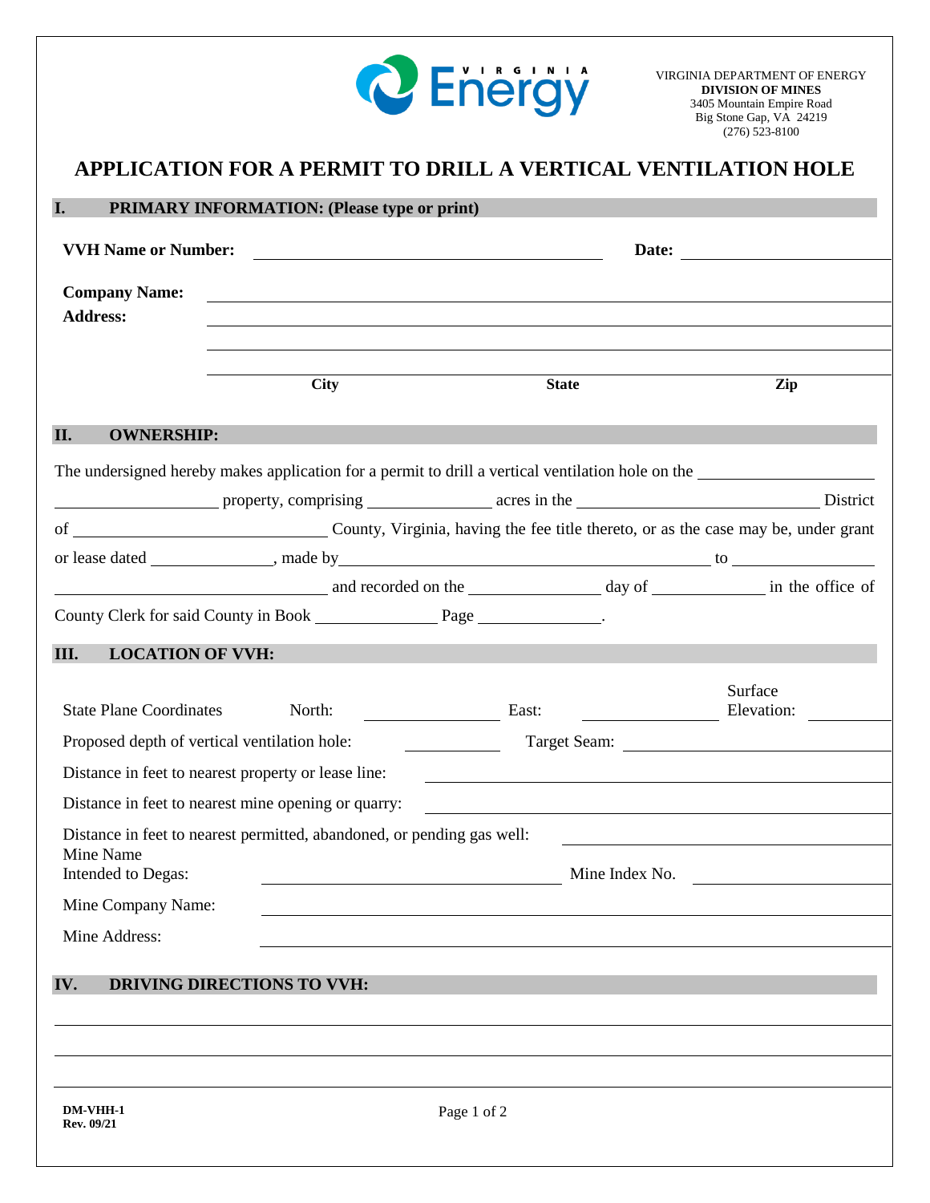VIRGINIA DEPARTMENT OF ENERGY
**DIVISION OF MINES**
3405 Mountain Empire Road
Big Stone Gap, VA 24219
(276) 523-8100

# APPLICATION FOR A PERMIT TO DRILL A VERTICAL VENTILATION HOLE

## I. PRIMARY INFORMATION: (Please type or print)

**VVH Name or Number:** ______________________ **Date:** ______________

**Company Name:** ______________________________________________

**Address:** ______________________________________________

______________________________________________

______________________________________________

**City** **State** **Zip**

## II. OWNERSHIP:

The undersigned hereby makes application for a permit to drill a vertical ventilation hole on the ______________ ______________ property, comprising ______________ acres in the ______________ District of ______________ County, Virginia, having the fee title thereto, or as the case may be, under grant or lease dated ______________, made by ______________ to ______________ ______________ and recorded on the ______________ day of ______________ in the office of County Clerk for said County in Book ______________ Page ______________.

## III. LOCATION OF VVH:

State Plane Coordinates North: ______________ East: ______________ Surface Elevation: ______________

Proposed depth of vertical ventilation hole: ______________ Target Seam: ______________

Distance in feet to nearest property or lease line: ______________

Distance in feet to nearest mine opening or quarry: ______________

Distance in feet to nearest permitted, abandoned, or pending gas well: ______________

Mine Name Intended to Degas: ______________ Mine Index No. ______________

Mine Company Name: ______________

Mine Address: ______________

## IV. DRIVING DIRECTIONS TO VVH:

______________________________________________

______________________________________________

______________________________________________

**DM-VHH-1**
**Rev. 09/21**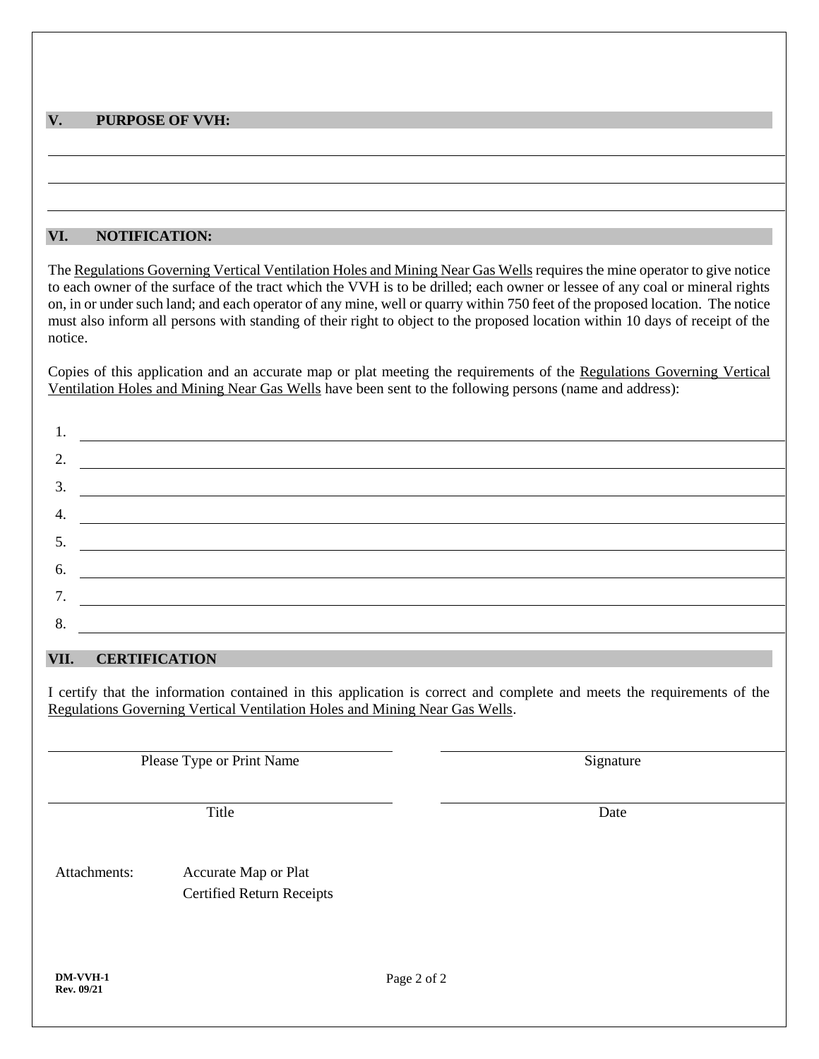## V. PURPOSE OF VVH:

______________________________________________________________________

______________________________________________________________________

______________________________________________________________________

## VI. NOTIFICATION:

The Regulations Governing Vertical Ventilation Holes and Mining Near Gas Wells requires the mine operator to give notice to each owner of the surface of the tract which the VVH is to be drilled; each owner or lessee of any coal or mineral rights on, in or under such land; and each operator of any mine, well or quarry within 750 feet of the proposed location. The notice must also inform all persons with standing of their right to object to the proposed location within 10 days of receipt of the notice.

Copies of this application and an accurate map or plat meeting the requirements of the Regulations Governing Vertical Ventilation Holes and Mining Near Gas Wells have been sent to the following persons (name and address):

1. ______________________________________________________________________
2. ______________________________________________________________________
3. ______________________________________________________________________
4. ______________________________________________________________________
5. ______________________________________________________________________
6. ______________________________________________________________________
7. ______________________________________________________________________
8. ______________________________________________________________________

## VII. CERTIFICATION

I certify that the information contained in this application is correct and complete and meets the requirements of the Regulations Governing Vertical Ventilation Holes and Mining Near Gas Wells.

| | |
|---|---|
| ______________________________ | ______________________________ |
| Please Type or Print Name | Signature |
| ______________________________ | ______________________________ |
| Title | Date |

Attachments: Accurate Map or Plat
Certified Return Receipts

**DM-VVH-1**
**Rev. 09/21**